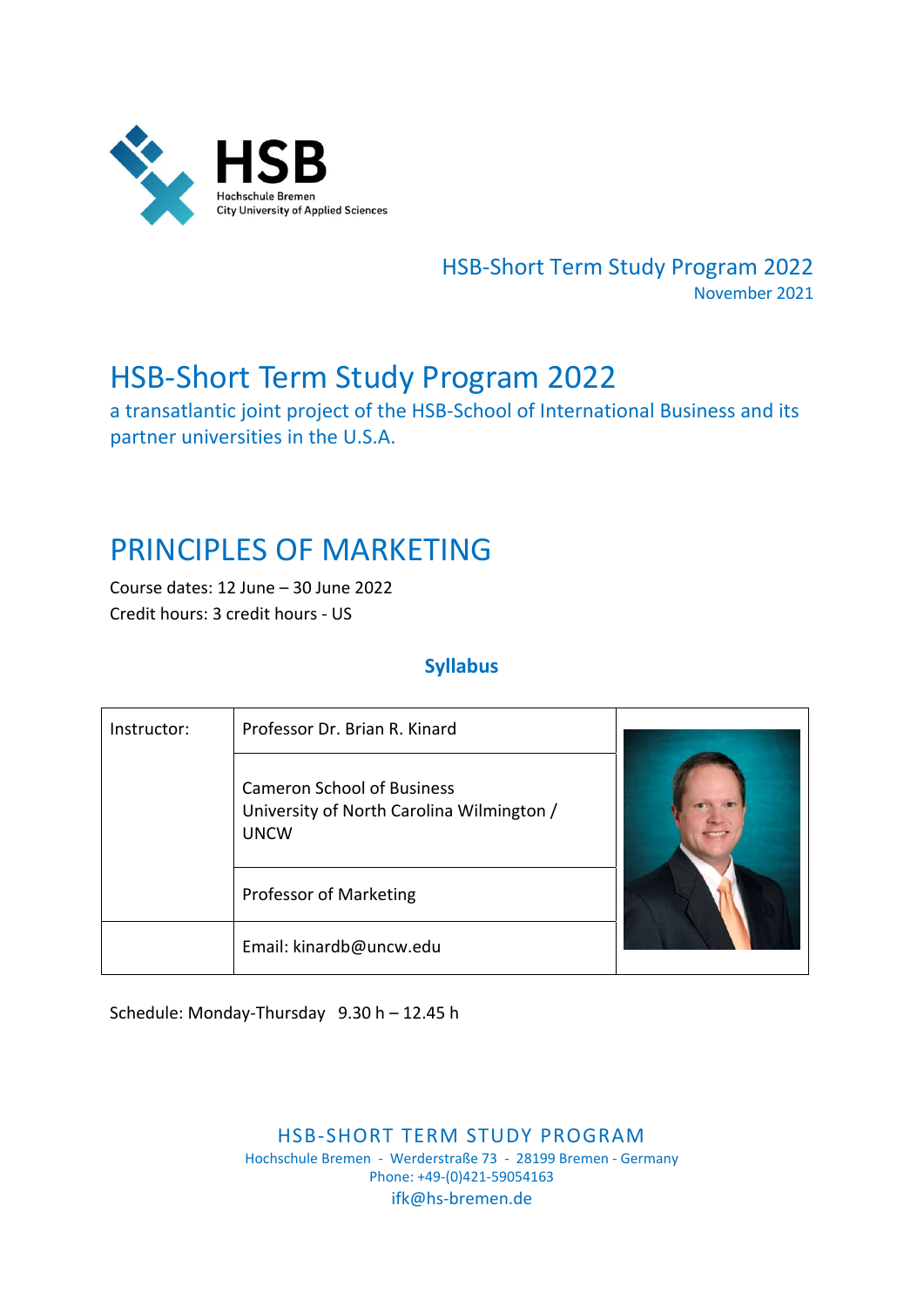HSB
Hochschule Bremen
City University of Applied Sciences

HSB-Short Term Study Program 2022
November 2021

# HSB-Short Term Study Program 2022

a transatlantic joint project of the HSB-School of International Business and its partner universities in the U.S.A.

# PRINCIPLES OF MARKETING

Course dates: 12 June – 30 June 2022
Credit hours: 3 credit hours - US

## Syllabus

| Instructor: | Professor Dr. Brian R. Kinard |
|---|---|
| | Cameron School of Business<br>University of North Carolina Wilmington / UNCW |
| | Professor of Marketing |
| | Email: kinardb@uncw.edu |

Schedule: Monday-Thursday 9.30 h – 12.45 h

HSB-SHORT TERM STUDY PROGRAM
Hochschule Bremen - Werderstraße 73 - 28199 Bremen - Germany
Phone: +49-(0)421-59054163
ifk@hs-bremen.de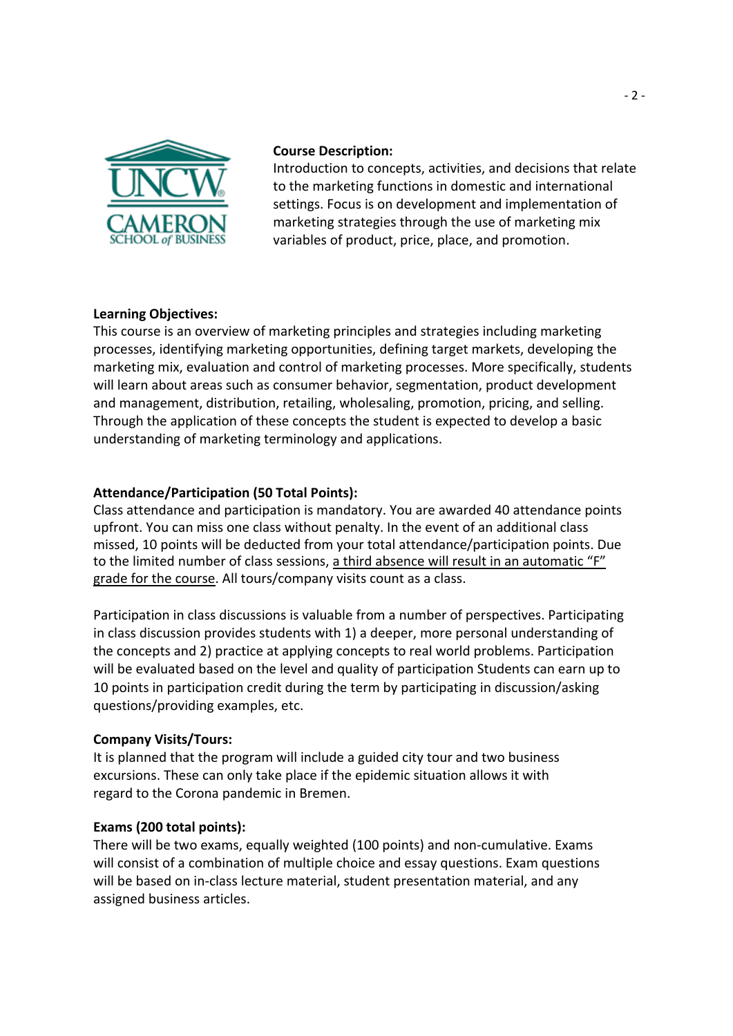**Course Description:**
Introduction to concepts, activities, and decisions that relate to the marketing functions in domestic and international settings. Focus is on development and implementation of marketing strategies through the use of marketing mix variables of product, price, place, and promotion.

**Learning Objectives:**
This course is an overview of marketing principles and strategies including marketing processes, identifying marketing opportunities, defining target markets, developing the marketing mix, evaluation and control of marketing processes. More specifically, students will learn about areas such as consumer behavior, segmentation, product development and management, distribution, retailing, wholesaling, promotion, pricing, and selling. Through the application of these concepts the student is expected to develop a basic understanding of marketing terminology and applications.

**Attendance/Participation (50 Total Points):**
Class attendance and participation is mandatory. You are awarded 40 attendance points upfront. You can miss one class without penalty. In the event of an additional class missed, 10 points will be deducted from your total attendance/participation points. Due to the limited number of class sessions, <u>a third absence will result in an automatic "F" grade for the course</u>. All tours/company visits count as a class.

Participation in class discussions is valuable from a number of perspectives. Participating in class discussion provides students with 1) a deeper, more personal understanding of the concepts and 2) practice at applying concepts to real world problems. Participation will be evaluated based on the level and quality of participation Students can earn up to 10 points in participation credit during the term by participating in discussion/asking questions/providing examples, etc.

**Company Visits/Tours:**
It is planned that the program will include a guided city tour and two business excursions. These can only take place if the epidemic situation allows it with regard to the Corona pandemic in Bremen.

**Exams (200 total points):**
There will be two exams, equally weighted (100 points) and non-cumulative. Exams will consist of a combination of multiple choice and essay questions. Exam questions will be based on in-class lecture material, student presentation material, and any assigned business articles.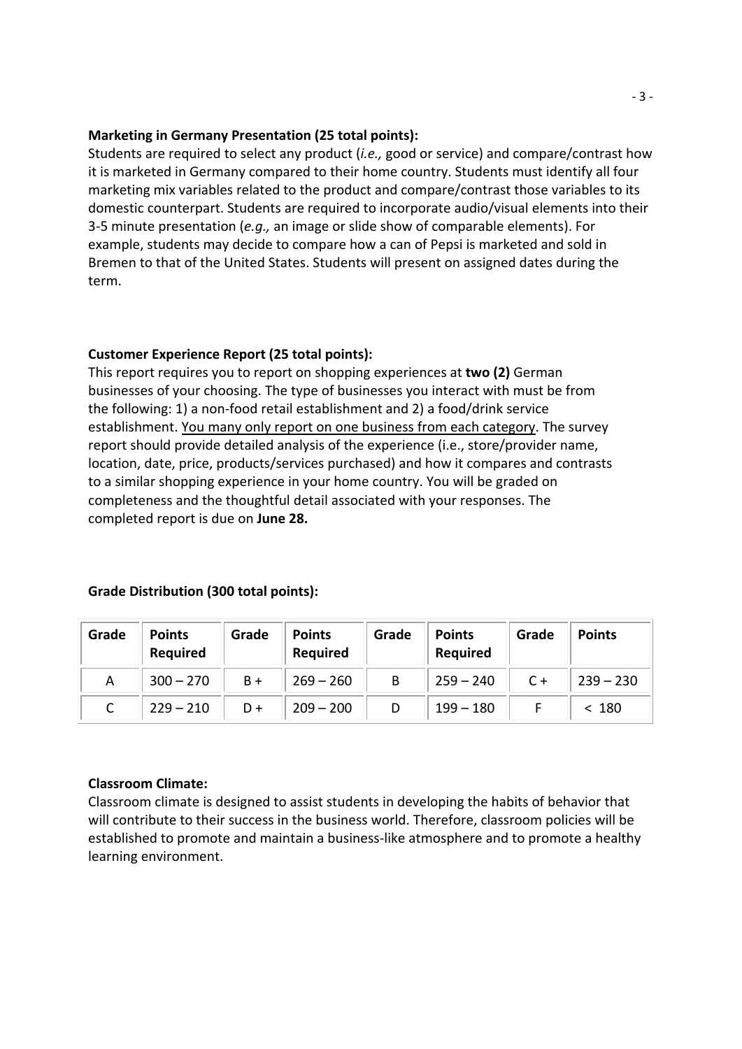**Marketing in Germany Presentation (25 total points):**
Students are required to select any product (*i.e.,* good or service) and compare/contrast how it is marketed in Germany compared to their home country. Students must identify all four marketing mix variables related to the product and compare/contrast those variables to its domestic counterpart. Students are required to incorporate audio/visual elements into their 3-5 minute presentation (*e.g.,* an image or slide show of comparable elements). For example, students may decide to compare how a can of Pepsi is marketed and sold in Bremen to that of the United States. Students will present on assigned dates during the term.

**Customer Experience Report (25 total points):**
This report requires you to report on shopping experiences at **two (2)** German businesses of your choosing. The type of businesses you interact with must be from the following: 1) a non-food retail establishment and 2) a food/drink service establishment. <u>You many only report on one business from each category</u>. The survey report should provide detailed analysis of the experience (i.e., store/provider name, location, date, price, products/services purchased) and how it compares and contrasts to a similar shopping experience in your home country. You will be graded on completeness and the thoughtful detail associated with your responses. The completed report is due on **June 28.**

**Grade Distribution (300 total points):**

| Grade | Points Required | Grade | Points Required | Grade | Points Required | Grade | Points |
|---|---|---|---|---|---|---|---|
| A | 300 – 270 | B + | 269 – 260 | B | 259 – 240 | C + | 239 – 230 |
| C | 229 – 210 | D + | 209 – 200 | D | 199 – 180 | F | < 180 |

**Classroom Climate:**
Classroom climate is designed to assist students in developing the habits of behavior that will contribute to their success in the business world. Therefore, classroom policies will be established to promote and maintain a business-like atmosphere and to promote a healthy learning environment.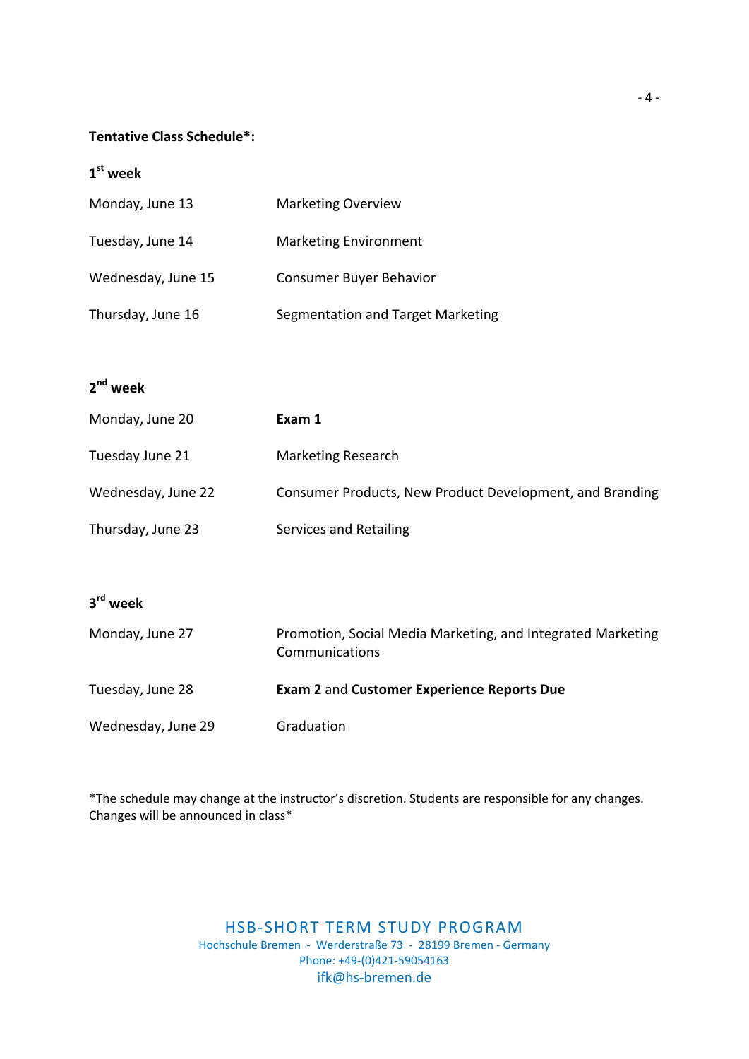**Tentative Class Schedule*:**

**1st week**

| | |
|---|---|
| Monday, June 13 | Marketing Overview |
| Tuesday, June 14 | Marketing Environment |
| Wednesday, June 15 | Consumer Buyer Behavior |
| Thursday, June 16 | Segmentation and Target Marketing |

**2nd week**

| | |
|---|---|
| Monday, June 20 | **Exam 1** |
| Tuesday June 21 | Marketing Research |
| Wednesday, June 22 | Consumer Products, New Product Development, and Branding |
| Thursday, June 23 | Services and Retailing |

**3rd week**

| | |
|---|---|
| Monday, June 27 | Promotion, Social Media Marketing, and Integrated Marketing Communications |
| Tuesday, June 28 | **Exam 2** and **Customer Experience Reports Due** |
| Wednesday, June 29 | Graduation |

*The schedule may change at the instructor's discretion. Students are responsible for any changes. Changes will be announced in class*

HSB-SHORT TERM STUDY PROGRAM
Hochschule Bremen - Werderstraße 73 - 28199 Bremen - Germany
Phone: +49-(0)421-59054163
ifk@hs-bremen.de